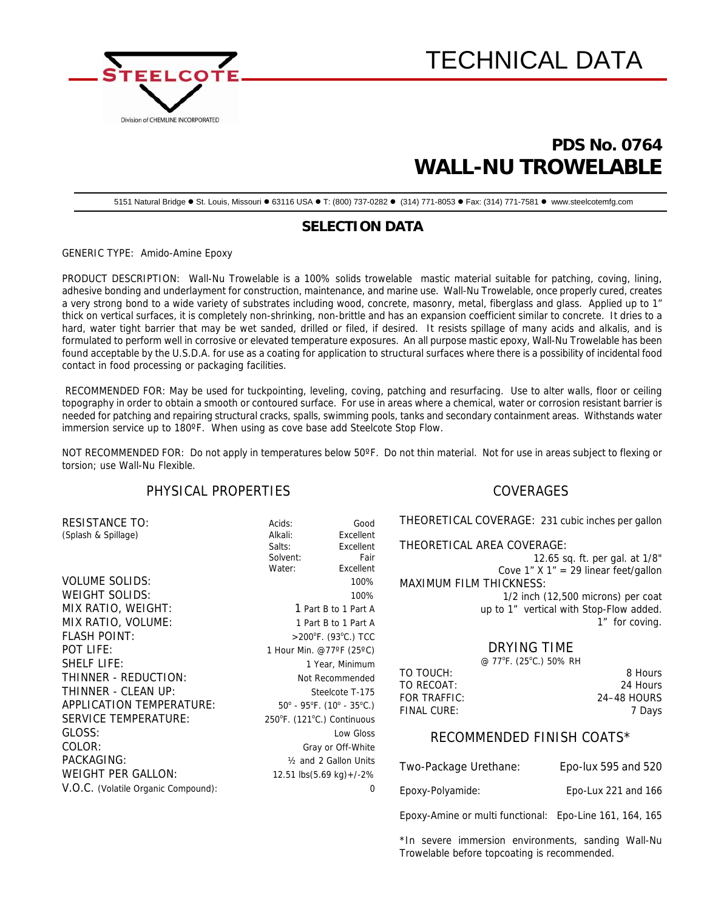# TECHNICAL DATA

STEELCOTE

Division of CHEMLINE INCORPORATED

## PDS No. 0764
# WALL-NU TROWELABLE

5151 Natural Bridge ● St. Louis, Missouri ● 63116 USA ● T: (800) 737-0282 ● (314) 771-8053 ● Fax: (314) 771-7581 ● www.steelcotemfg.com

## SELECTION DATA

GENERIC TYPE: Amido-Amine Epoxy

PRODUCT DESCRIPTION: Wall-Nu Trowelable is a 100% solids trowelable mastic material suitable for patching, coving, lining, adhesive bonding and underlayment for construction, maintenance, and marine use. Wall-Nu Trowelable, once properly cured, creates a very strong bond to a wide variety of substrates including wood, concrete, masonry, metal, fiberglass and glass. Applied up to 1" thick on vertical surfaces, it is completely non-shrinking, non-brittle and has an expansion coefficient similar to concrete. It dries to a hard, water tight barrier that may be wet sanded, drilled or filed, if desired. It resists spillage of many acids and alkalis, and is formulated to perform well in corrosive or elevated temperature exposures. An all purpose mastic epoxy, Wall-Nu Trowelable has been found acceptable by the U.S.D.A. for use as a coating for application to structural surfaces where there is a possibility of incidental food contact in food processing or packaging facilities.

RECOMMENDED FOR: May be used for tuckpointing, leveling, coving, patching and resurfacing. Use to alter walls, floor or ceiling topography in order to obtain a smooth or contoured surface. For use in areas where a chemical, water or corrosion resistant barrier is needed for patching and repairing structural cracks, spalls, swimming pools, tanks and secondary containment areas. Withstands water immersion service up to 180ºF. When using as cove base add Steelcote Stop Flow.

NOT RECOMMENDED FOR: Do not apply in temperatures below 50ºF. Do not thin material. Not for use in areas subject to flexing or torsion; use Wall-Nu Flexible.

### PHYSICAL PROPERTIES

| RESISTANCE TO: (Splash & Spillage) | | |
|---|---|---|
| | Acids: | Good |
| | Alkali: | Excellent |
| | Salts: | Excellent |
| | Solvent: | Fair |
| | Water: | Excellent |

| | |
|---|---|
| VOLUME SOLIDS: | 100% |
| WEIGHT SOLIDS: | 100% |
| MIX RATIO, WEIGHT: | 1 Part B to 1 Part A |
| MIX RATIO, VOLUME: | 1 Part B to 1 Part A |
| FLASH POINT: | >200ºF. (93ºC.) TCC |
| POT LIFE: | 1 Hour Min. @77ºF (25ºC) |
| SHELF LIFE: | 1 Year, Minimum |
| THINNER - REDUCTION: | Not Recommended |
| THINNER - CLEAN UP: | Steelcote T-175 |
| APPLICATION TEMPERATURE: | 50º - 95ºF. (10º - 35ºC.) |
| SERVICE TEMPERATURE: | 250ºF. (121ºC.) Continuous |
| GLOSS: | Low Gloss |
| COLOR: | Gray or Off-White |
| PACKAGING: | ½ and 2 Gallon Units |
| WEIGHT PER GALLON: | 12.51 lbs(5.69 kg)+/-2% |
| V.O.C. (Volatile Organic Compound): | 0 |

### COVERAGES

THEORETICAL COVERAGE: 231 cubic inches per gallon

THEORETICAL AREA COVERAGE:
12.65 sq. ft. per gal. at 1/8"
Cove 1" X 1" = 29 linear feet/gallon

MAXIMUM FILM THICKNESS:
1/2 inch (12,500 microns) per coat
up to 1" vertical with Stop-Flow added.
1" for coving.

### DRYING TIME

@ 77ºF. (25ºC.) 50% RH

| | |
|---|---|
| TO TOUCH: | 8 Hours |
| TO RECOAT: | 24 Hours |
| FOR TRAFFIC: | 24–48 HOURS |
| FINAL CURE: | 7 Days |

### RECOMMENDED FINISH COATS*

| | |
|---|---|
| Two-Package Urethane: | Epo-lux 595 and 520 |
| Epoxy-Polyamide: | Epo-Lux 221 and 166 |
| Epoxy-Amine or multi functional: | Epo-Line 161, 164, 165 |

*In severe immersion environments, sanding Wall-Nu Trowelable before topcoating is recommended.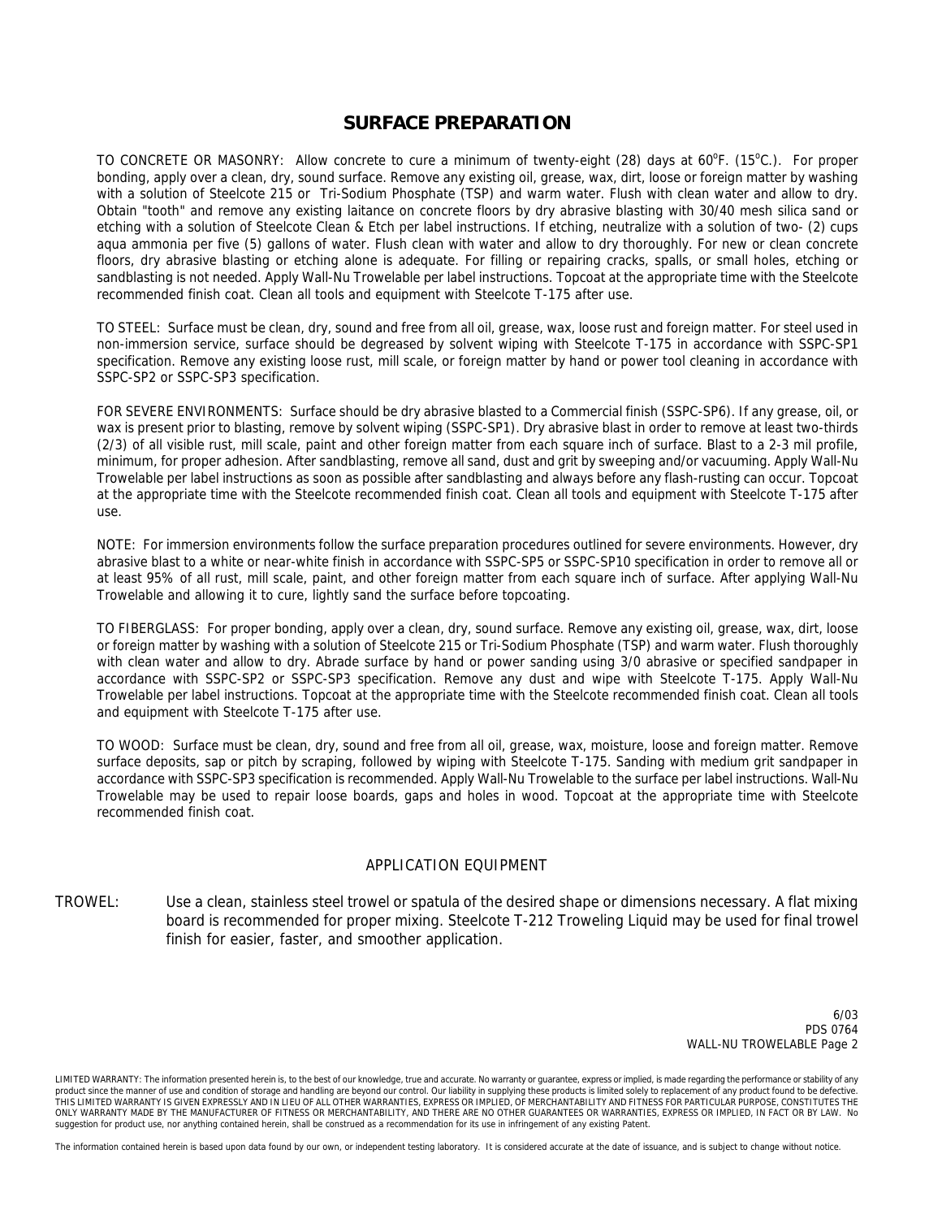## SURFACE PREPARATION

TO CONCRETE OR MASONRY: Allow concrete to cure a minimum of twenty-eight (28) days at 60°F. (15°C.). For proper bonding, apply over a clean, dry, sound surface. Remove any existing oil, grease, wax, dirt, loose or foreign matter by washing with a solution of Steelcote 215 or Tri-Sodium Phosphate (TSP) and warm water. Flush with clean water and allow to dry. Obtain "tooth" and remove any existing laitance on concrete floors by dry abrasive blasting with 30/40 mesh silica sand or etching with a solution of Steelcote Clean & Etch per label instructions. If etching, neutralize with a solution of two- (2) cups aqua ammonia per five (5) gallons of water. Flush clean with water and allow to dry thoroughly. For new or clean concrete floors, dry abrasive blasting or etching alone is adequate. For filling or repairing cracks, spalls, or small holes, etching or sandblasting is not needed. Apply Wall-Nu Trowelable per label instructions. Topcoat at the appropriate time with the Steelcote recommended finish coat. Clean all tools and equipment with Steelcote T-175 after use.

TO STEEL: Surface must be clean, dry, sound and free from all oil, grease, wax, loose rust and foreign matter. For steel used in non-immersion service, surface should be degreased by solvent wiping with Steelcote T-175 in accordance with SSPC-SP1 specification. Remove any existing loose rust, mill scale, or foreign matter by hand or power tool cleaning in accordance with SSPC-SP2 or SSPC-SP3 specification.

FOR SEVERE ENVIRONMENTS: Surface should be dry abrasive blasted to a Commercial finish (SSPC-SP6). If any grease, oil, or wax is present prior to blasting, remove by solvent wiping (SSPC-SP1). Dry abrasive blast in order to remove at least two-thirds (2/3) of all visible rust, mill scale, paint and other foreign matter from each square inch of surface. Blast to a 2-3 mil profile, minimum, for proper adhesion. After sandblasting, remove all sand, dust and grit by sweeping and/or vacuuming. Apply Wall-Nu Trowelable per label instructions as soon as possible after sandblasting and always before any flash-rusting can occur. Topcoat at the appropriate time with the Steelcote recommended finish coat. Clean all tools and equipment with Steelcote T-175 after use.

NOTE: For immersion environments follow the surface preparation procedures outlined for severe environments. However, dry abrasive blast to a white or near-white finish in accordance with SSPC-SP5 or SSPC-SP10 specification in order to remove all or at least 95% of all rust, mill scale, paint, and other foreign matter from each square inch of surface. After applying Wall-Nu Trowelable and allowing it to cure, lightly sand the surface before topcoating.

TO FIBERGLASS: For proper bonding, apply over a clean, dry, sound surface. Remove any existing oil, grease, wax, dirt, loose or foreign matter by washing with a solution of Steelcote 215 or Tri-Sodium Phosphate (TSP) and warm water. Flush thoroughly with clean water and allow to dry. Abrade surface by hand or power sanding using 3/0 abrasive or specified sandpaper in accordance with SSPC-SP2 or SSPC-SP3 specification. Remove any dust and wipe with Steelcote T-175. Apply Wall-Nu Trowelable per label instructions. Topcoat at the appropriate time with the Steelcote recommended finish coat. Clean all tools and equipment with Steelcote T-175 after use.

TO WOOD: Surface must be clean, dry, sound and free from all oil, grease, wax, moisture, loose and foreign matter. Remove surface deposits, sap or pitch by scraping, followed by wiping with Steelcote T-175. Sanding with medium grit sandpaper in accordance with SSPC-SP3 specification is recommended. Apply Wall-Nu Trowelable to the surface per label instructions. Wall-Nu Trowelable may be used to repair loose boards, gaps and holes in wood. Topcoat at the appropriate time with Steelcote recommended finish coat.

### APPLICATION EQUIPMENT

TROWEL: Use a clean, stainless steel trowel or spatula of the desired shape or dimensions necessary. A flat mixing board is recommended for proper mixing. Steelcote T-212 Troweling Liquid may be used for final trowel finish for easier, faster, and smoother application.

6/03
PDS 0764
WALL-NU TROWELABLE Page 2

LIMITED WARRANTY: The information presented herein is, to the best of our knowledge, true and accurate. No warranty or guarantee, express or implied, is made regarding the performance or stability of any product since the manner of use and condition of storage and handling are beyond our control. Our liability in supplying these products is limited solely to replacement of any product found to be defective. THIS LIMITED WARRANTY IS GIVEN EXPRESSLY AND IN LIEU OF ALL OTHER WARRANTIES, EXPRESS OR IMPLIED, OF MERCHANTABILITY AND FITNESS FOR PARTICULAR PURPOSE, CONSTITUTES THE ONLY WARRANTY MADE BY THE MANUFACTURER OF FITNESS OR MERCHANTABILITY, AND THERE ARE NO OTHER GUARANTEES OR WARRANTIES, EXPRESS OR IMPLIED, IN FACT OR BY LAW. No suggestion for product use, nor anything contained herein, shall be construed as a recommendation for its use in infringement of any existing Patent.

The information contained herein is based upon data found by our own, or independent testing laboratory. It is considered accurate at the date of issuance, and is subject to change without notice.